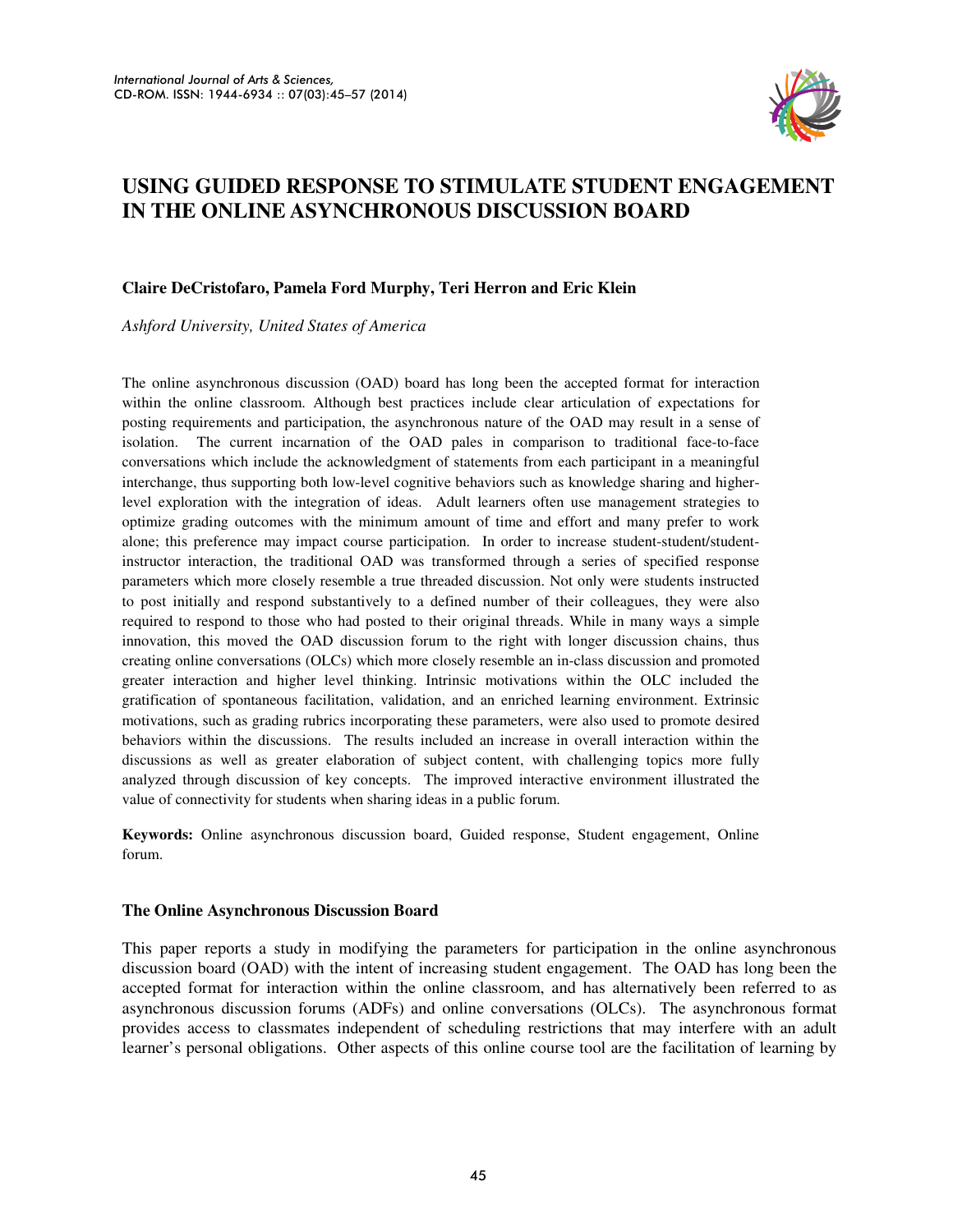# USING GUIDED RESPONSE TO STIMULATE STUDENT ENGAGEMENT IN THE ONLINE ASYNCHRONOUS DISCUSSION BOARD

**Claire DeCristofaro, Pamela Ford Murphy, Teri Herron and Eric Klein**

*Ashford University, United States of America*

The online asynchronous discussion (OAD) board has long been the accepted format for interaction within the online classroom. Although best practices include clear articulation of expectations for posting requirements and participation, the asynchronous nature of the OAD may result in a sense of isolation. The current incarnation of the OAD pales in comparison to traditional face-to-face conversations which include the acknowledgment of statements from each participant in a meaningful interchange, thus supporting both low-level cognitive behaviors such as knowledge sharing and higher-level exploration with the integration of ideas. Adult learners often use management strategies to optimize grading outcomes with the minimum amount of time and effort and many prefer to work alone; this preference may impact course participation. In order to increase student-student/student-instructor interaction, the traditional OAD was transformed through a series of specified response parameters which more closely resemble a true threaded discussion. Not only were students instructed to post initially and respond substantively to a defined number of their colleagues, they were also required to respond to those who had posted to their original threads. While in many ways a simple innovation, this moved the OAD discussion forum to the right with longer discussion chains, thus creating online conversations (OLCs) which more closely resemble an in-class discussion and promoted greater interaction and higher level thinking. Intrinsic motivations within the OLC included the gratification of spontaneous facilitation, validation, and an enriched learning environment. Extrinsic motivations, such as grading rubrics incorporating these parameters, were also used to promote desired behaviors within the discussions. The results included an increase in overall interaction within the discussions as well as greater elaboration of subject content, with challenging topics more fully analyzed through discussion of key concepts. The improved interactive environment illustrated the value of connectivity for students when sharing ideas in a public forum.

**Keywords:** Online asynchronous discussion board, Guided response, Student engagement, Online forum.

## The Online Asynchronous Discussion Board

This paper reports a study in modifying the parameters for participation in the online asynchronous discussion board (OAD) with the intent of increasing student engagement. The OAD has long been the accepted format for interaction within the online classroom, and has alternatively been referred to as asynchronous discussion forums (ADFs) and online conversations (OLCs). The asynchronous format provides access to classmates independent of scheduling restrictions that may interfere with an adult learner's personal obligations. Other aspects of this online course tool are the facilitation of learning by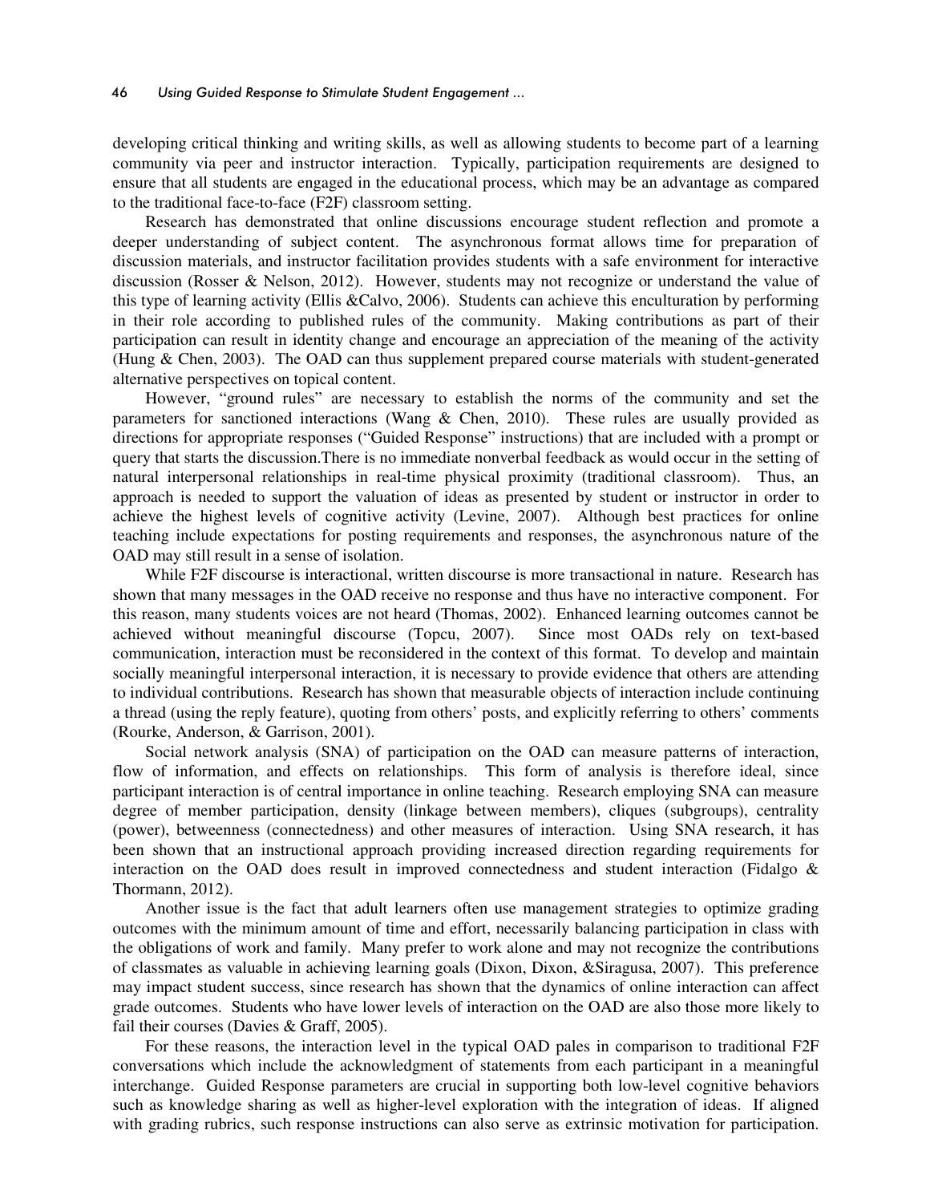developing critical thinking and writing skills, as well as allowing students to become part of a learning community via peer and instructor interaction. Typically, participation requirements are designed to ensure that all students are engaged in the educational process, which may be an advantage as compared to the traditional face-to-face (F2F) classroom setting.

Research has demonstrated that online discussions encourage student reflection and promote a deeper understanding of subject content. The asynchronous format allows time for preparation of discussion materials, and instructor facilitation provides students with a safe environment for interactive discussion (Rosser & Nelson, 2012). However, students may not recognize or understand the value of this type of learning activity (Ellis &Calvo, 2006). Students can achieve this enculturation by performing in their role according to published rules of the community. Making contributions as part of their participation can result in identity change and encourage an appreciation of the meaning of the activity (Hung & Chen, 2003). The OAD can thus supplement prepared course materials with student-generated alternative perspectives on topical content.

However, "ground rules" are necessary to establish the norms of the community and set the parameters for sanctioned interactions (Wang & Chen, 2010). These rules are usually provided as directions for appropriate responses ("Guided Response" instructions) that are included with a prompt or query that starts the discussion.There is no immediate nonverbal feedback as would occur in the setting of natural interpersonal relationships in real-time physical proximity (traditional classroom). Thus, an approach is needed to support the valuation of ideas as presented by student or instructor in order to achieve the highest levels of cognitive activity (Levine, 2007). Although best practices for online teaching include expectations for posting requirements and responses, the asynchronous nature of the OAD may still result in a sense of isolation.

While F2F discourse is interactional, written discourse is more transactional in nature. Research has shown that many messages in the OAD receive no response and thus have no interactive component. For this reason, many students voices are not heard (Thomas, 2002). Enhanced learning outcomes cannot be achieved without meaningful discourse (Topcu, 2007). Since most OADs rely on text-based communication, interaction must be reconsidered in the context of this format. To develop and maintain socially meaningful interpersonal interaction, it is necessary to provide evidence that others are attending to individual contributions. Research has shown that measurable objects of interaction include continuing a thread (using the reply feature), quoting from others' posts, and explicitly referring to others' comments (Rourke, Anderson, & Garrison, 2001).

Social network analysis (SNA) of participation on the OAD can measure patterns of interaction, flow of information, and effects on relationships. This form of analysis is therefore ideal, since participant interaction is of central importance in online teaching. Research employing SNA can measure degree of member participation, density (linkage between members), cliques (subgroups), centrality (power), betweenness (connectedness) and other measures of interaction. Using SNA research, it has been shown that an instructional approach providing increased direction regarding requirements for interaction on the OAD does result in improved connectedness and student interaction (Fidalgo & Thormann, 2012).

Another issue is the fact that adult learners often use management strategies to optimize grading outcomes with the minimum amount of time and effort, necessarily balancing participation in class with the obligations of work and family. Many prefer to work alone and may not recognize the contributions of classmates as valuable in achieving learning goals (Dixon, Dixon, &Siragusa, 2007). This preference may impact student success, since research has shown that the dynamics of online interaction can affect grade outcomes. Students who have lower levels of interaction on the OAD are also those more likely to fail their courses (Davies & Graff, 2005).

For these reasons, the interaction level in the typical OAD pales in comparison to traditional F2F conversations which include the acknowledgment of statements from each participant in a meaningful interchange. Guided Response parameters are crucial in supporting both low-level cognitive behaviors such as knowledge sharing as well as higher-level exploration with the integration of ideas. If aligned with grading rubrics, such response instructions can also serve as extrinsic motivation for participation.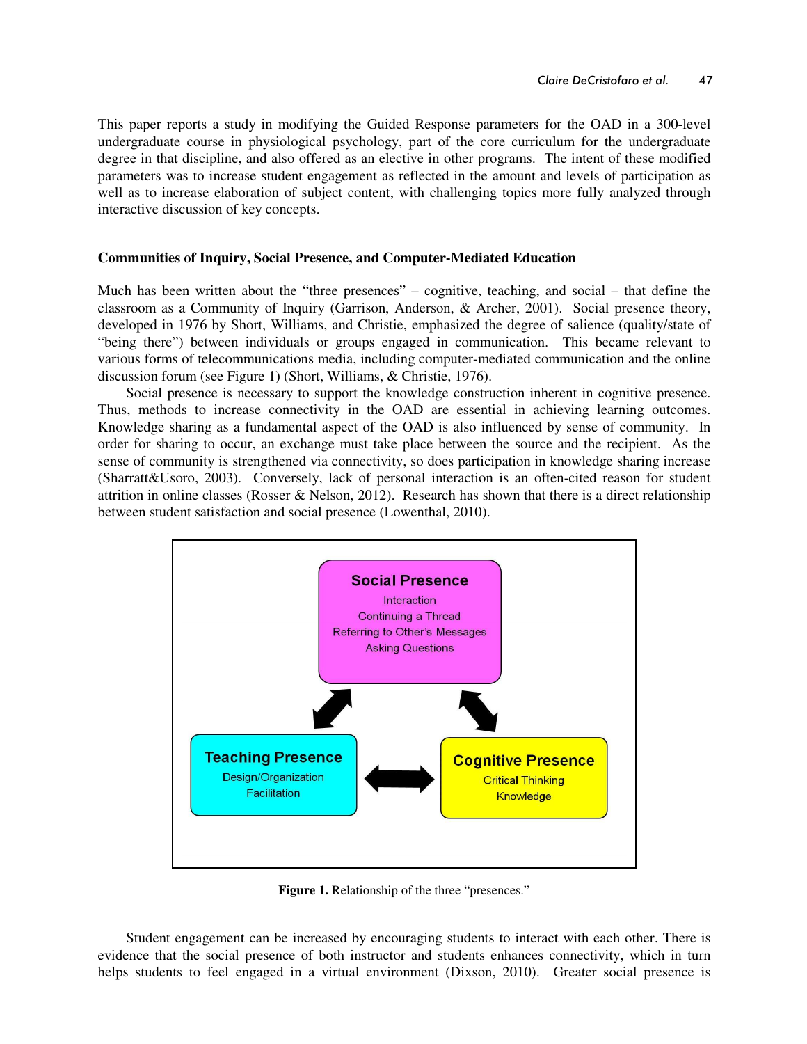This paper reports a study in modifying the Guided Response parameters for the OAD in a 300-level undergraduate course in physiological psychology, part of the core curriculum for the undergraduate degree in that discipline, and also offered as an elective in other programs. The intent of these modified parameters was to increase student engagement as reflected in the amount and levels of participation as well as to increase elaboration of subject content, with challenging topics more fully analyzed through interactive discussion of key concepts.

**Communities of Inquiry, Social Presence, and Computer-Mediated Education**

Much has been written about the "three presences" – cognitive, teaching, and social – that define the classroom as a Community of Inquiry (Garrison, Anderson, & Archer, 2001). Social presence theory, developed in 1976 by Short, Williams, and Christie, emphasized the degree of salience (quality/state of "being there") between individuals or groups engaged in communication. This became relevant to various forms of telecommunications media, including computer-mediated communication and the online discussion forum (see Figure 1) (Short, Williams, & Christie, 1976).

Social presence is necessary to support the knowledge construction inherent in cognitive presence. Thus, methods to increase connectivity in the OAD are essential in achieving learning outcomes. Knowledge sharing as a fundamental aspect of the OAD is also influenced by sense of community. In order for sharing to occur, an exchange must take place between the source and the recipient. As the sense of community is strengthened via connectivity, so does participation in knowledge sharing increase (Sharratt&Usoro, 2003). Conversely, lack of personal interaction is an often-cited reason for student attrition in online classes (Rosser & Nelson, 2012). Research has shown that there is a direct relationship between student satisfaction and social presence (Lowenthal, 2010).

**Social Presence**
Interaction
Continuing a Thread
Referring to Other's Messages
Asking Questions

**Teaching Presence**
Design/Organization
Facilitation

**Cognitive Presence**
Critical Thinking
Knowledge

**Figure 1.** Relationship of the three "presences."

Student engagement can be increased by encouraging students to interact with each other. There is evidence that the social presence of both instructor and students enhances connectivity, which in turn helps students to feel engaged in a virtual environment (Dixson, 2010). Greater social presence is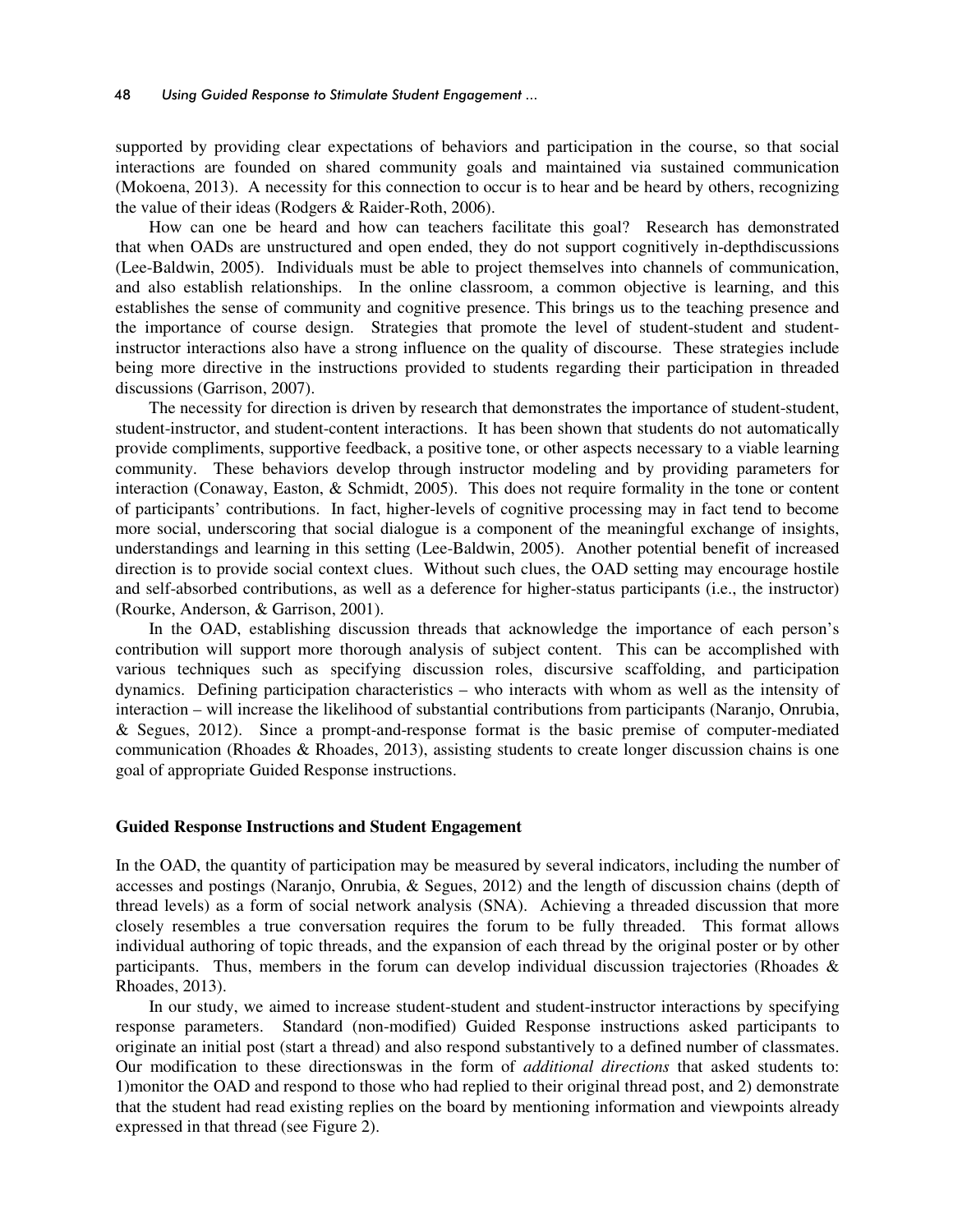supported by providing clear expectations of behaviors and participation in the course, so that social interactions are founded on shared community goals and maintained via sustained communication (Mokoena, 2013). A necessity for this connection to occur is to hear and be heard by others, recognizing the value of their ideas (Rodgers & Raider-Roth, 2006).

How can one be heard and how can teachers facilitate this goal? Research has demonstrated that when OADs are unstructured and open ended, they do not support cognitively in-depthdiscussions (Lee-Baldwin, 2005). Individuals must be able to project themselves into channels of communication, and also establish relationships. In the online classroom, a common objective is learning, and this establishes the sense of community and cognitive presence. This brings us to the teaching presence and the importance of course design. Strategies that promote the level of student-student and student-instructor interactions also have a strong influence on the quality of discourse. These strategies include being more directive in the instructions provided to students regarding their participation in threaded discussions (Garrison, 2007).

The necessity for direction is driven by research that demonstrates the importance of student-student, student-instructor, and student-content interactions. It has been shown that students do not automatically provide compliments, supportive feedback, a positive tone, or other aspects necessary to a viable learning community. These behaviors develop through instructor modeling and by providing parameters for interaction (Conaway, Easton, & Schmidt, 2005). This does not require formality in the tone or content of participants' contributions. In fact, higher-levels of cognitive processing may in fact tend to become more social, underscoring that social dialogue is a component of the meaningful exchange of insights, understandings and learning in this setting (Lee-Baldwin, 2005). Another potential benefit of increased direction is to provide social context clues. Without such clues, the OAD setting may encourage hostile and self-absorbed contributions, as well as a deference for higher-status participants (i.e., the instructor) (Rourke, Anderson, & Garrison, 2001).

In the OAD, establishing discussion threads that acknowledge the importance of each person's contribution will support more thorough analysis of subject content. This can be accomplished with various techniques such as specifying discussion roles, discursive scaffolding, and participation dynamics. Defining participation characteristics – who interacts with whom as well as the intensity of interaction – will increase the likelihood of substantial contributions from participants (Naranjo, Onrubia, & Segues, 2012). Since a prompt-and-response format is the basic premise of computer-mediated communication (Rhoades & Rhoades, 2013), assisting students to create longer discussion chains is one goal of appropriate Guided Response instructions.

## Guided Response Instructions and Student Engagement

In the OAD, the quantity of participation may be measured by several indicators, including the number of accesses and postings (Naranjo, Onrubia, & Segues, 2012) and the length of discussion chains (depth of thread levels) as a form of social network analysis (SNA). Achieving a threaded discussion that more closely resembles a true conversation requires the forum to be fully threaded. This format allows individual authoring of topic threads, and the expansion of each thread by the original poster or by other participants. Thus, members in the forum can develop individual discussion trajectories (Rhoades & Rhoades, 2013).

In our study, we aimed to increase student-student and student-instructor interactions by specifying response parameters. Standard (non-modified) Guided Response instructions asked participants to originate an initial post (start a thread) and also respond substantively to a defined number of classmates. Our modification to these directionswas in the form of *additional directions* that asked students to: 1)monitor the OAD and respond to those who had replied to their original thread post, and 2) demonstrate that the student had read existing replies on the board by mentioning information and viewpoints already expressed in that thread (see Figure 2).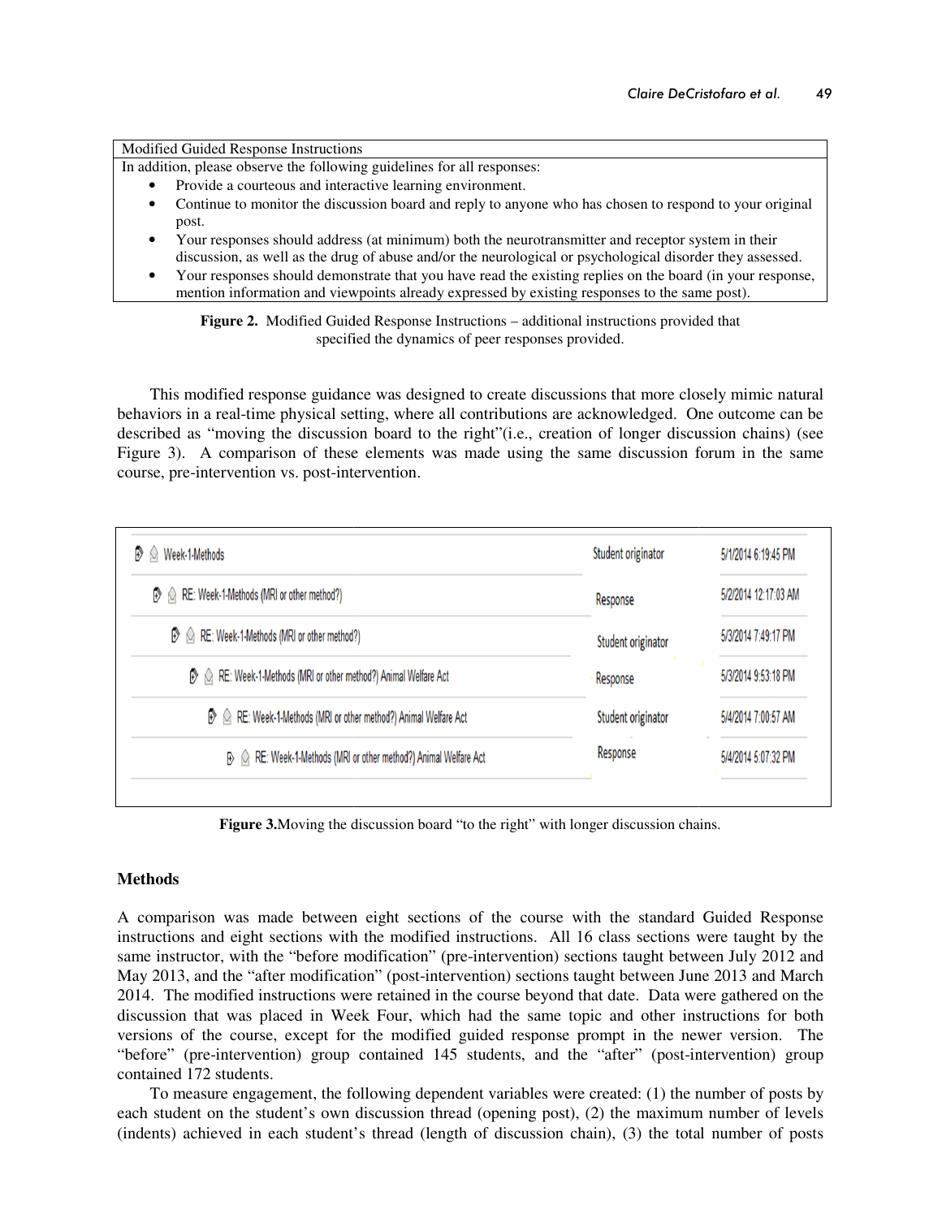| Modified Guided Response Instructions |
|---|
| In addition, please observe the following guidelines for all responses:<br>• Provide a courteous and interactive learning environment.<br>• Continue to monitor the discussion board and reply to anyone who has chosen to respond to your original post.<br>• Your responses should address (at minimum) both the neurotransmitter and receptor system in their discussion, as well as the drug of abuse and/or the neurological or psychological disorder they assessed.<br>• Your responses should demonstrate that you have read the existing replies on the board (in your response, mention information and viewpoints already expressed by existing responses to the same post). |

**Figure 2.** Modified Guided Response Instructions – additional instructions provided that specified the dynamics of peer responses provided.

This modified response guidance was designed to create discussions that more closely mimic natural behaviors in a real-time physical setting, where all contributions are acknowledged. One outcome can be described as "moving the discussion board to the right"(i.e., creation of longer discussion chains) (see Figure 3). A comparison of these elements was made using the same discussion forum in the same course, pre-intervention vs. post-intervention.

| Thread | Role | Date |
|---|---|---|
| Week-1-Methods | Student originator | 5/1/2014 6:19:45 PM |
| RE: Week-1-Methods (MRI or other method?) | Response | 5/2/2014 12:17:03 AM |
| RE: Week-1-Methods (MRI or other method?) | Student originator | 5/3/2014 7:49:17 PM |
| RE: Week-1-Methods (MRI or other method?) Animal Welfare Act | Response | 5/3/2014 9:53:18 PM |
| RE: Week-1-Methods (MRI or other method?) Animal Welfare Act | Student originator | 5/4/2014 7:00:57 AM |
| RE: Week-1-Methods (MRI or other method?) Animal Welfare Act | Response | 5/4/2014 5:07:32 PM |

**Figure 3.** Moving the discussion board "to the right" with longer discussion chains.

### Methods

A comparison was made between eight sections of the course with the standard Guided Response instructions and eight sections with the modified instructions. All 16 class sections were taught by the same instructor, with the "before modification" (pre-intervention) sections taught between July 2012 and May 2013, and the "after modification" (post-intervention) sections taught between June 2013 and March 2014. The modified instructions were retained in the course beyond that date. Data were gathered on the discussion that was placed in Week Four, which had the same topic and other instructions for both versions of the course, except for the modified guided response prompt in the newer version. The "before" (pre-intervention) group contained 145 students, and the "after" (post-intervention) group contained 172 students.

To measure engagement, the following dependent variables were created: (1) the number of posts by each student on the student's own discussion thread (opening post), (2) the maximum number of levels (indents) achieved in each student's thread (length of discussion chain), (3) the total number of posts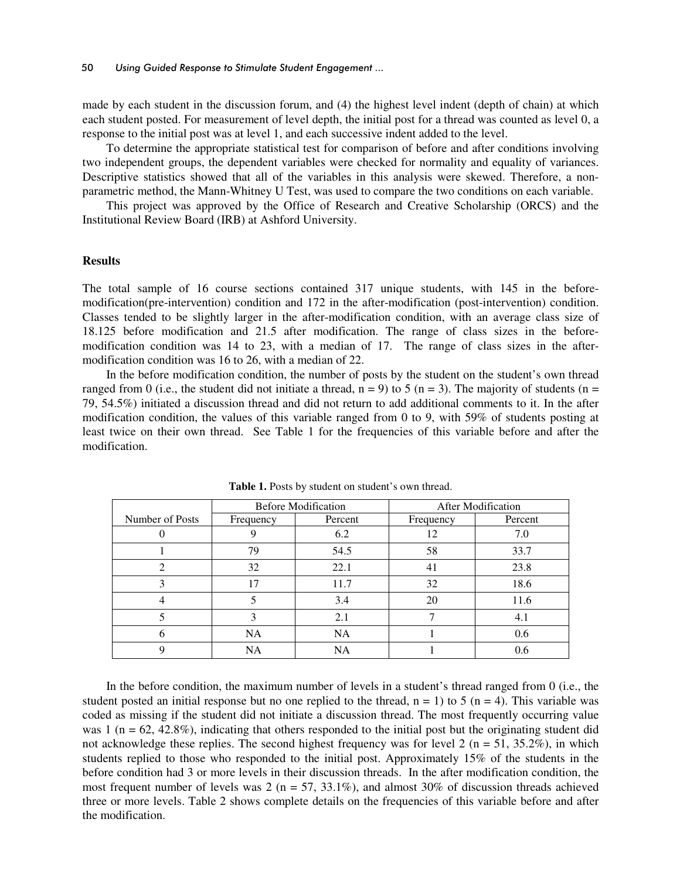made by each student in the discussion forum, and (4) the highest level indent (depth of chain) at which each student posted. For measurement of level depth, the initial post for a thread was counted as level 0, a response to the initial post was at level 1, and each successive indent added to the level.

To determine the appropriate statistical test for comparison of before and after conditions involving two independent groups, the dependent variables were checked for normality and equality of variances. Descriptive statistics showed that all of the variables in this analysis were skewed. Therefore, a non-parametric method, the Mann-Whitney U Test, was used to compare the two conditions on each variable.

This project was approved by the Office of Research and Creative Scholarship (ORCS) and the Institutional Review Board (IRB) at Ashford University.

## Results

The total sample of 16 course sections contained 317 unique students, with 145 in the before-modification(pre-intervention) condition and 172 in the after-modification (post-intervention) condition. Classes tended to be slightly larger in the after-modification condition, with an average class size of 18.125 before modification and 21.5 after modification. The range of class sizes in the before-modification condition was 14 to 23, with a median of 17. The range of class sizes in the after-modification condition was 16 to 26, with a median of 22.

In the before modification condition, the number of posts by the student on the student's own thread ranged from 0 (i.e., the student did not initiate a thread, n = 9) to 5 (n = 3). The majority of students (n = 79, 54.5%) initiated a discussion thread and did not return to add additional comments to it. In the after modification condition, the values of this variable ranged from 0 to 9, with 59% of students posting at least twice on their own thread. See Table 1 for the frequencies of this variable before and after the modification.

**Table 1.** Posts by student on student's own thread.

| | Before Modification | | After Modification | |
|---|---|---|---|---|
| Number of Posts | Frequency | Percent | Frequency | Percent |
| 0 | 9 | 6.2 | 12 | 7.0 |
| 1 | 79 | 54.5 | 58 | 33.7 |
| 2 | 32 | 22.1 | 41 | 23.8 |
| 3 | 17 | 11.7 | 32 | 18.6 |
| 4 | 5 | 3.4 | 20 | 11.6 |
| 5 | 3 | 2.1 | 7 | 4.1 |
| 6 | NA | NA | 1 | 0.6 |
| 9 | NA | NA | 1 | 0.6 |

In the before condition, the maximum number of levels in a student's thread ranged from 0 (i.e., the student posted an initial response but no one replied to the thread, n = 1) to 5 (n = 4). This variable was coded as missing if the student did not initiate a discussion thread. The most frequently occurring value was 1 (n = 62, 42.8%), indicating that others responded to the initial post but the originating student did not acknowledge these replies. The second highest frequency was for level 2 (n = 51, 35.2%), in which students replied to those who responded to the initial post. Approximately 15% of the students in the before condition had 3 or more levels in their discussion threads. In the after modification condition, the most frequent number of levels was 2 (n = 57, 33.1%), and almost 30% of discussion threads achieved three or more levels. Table 2 shows complete details on the frequencies of this variable before and after the modification.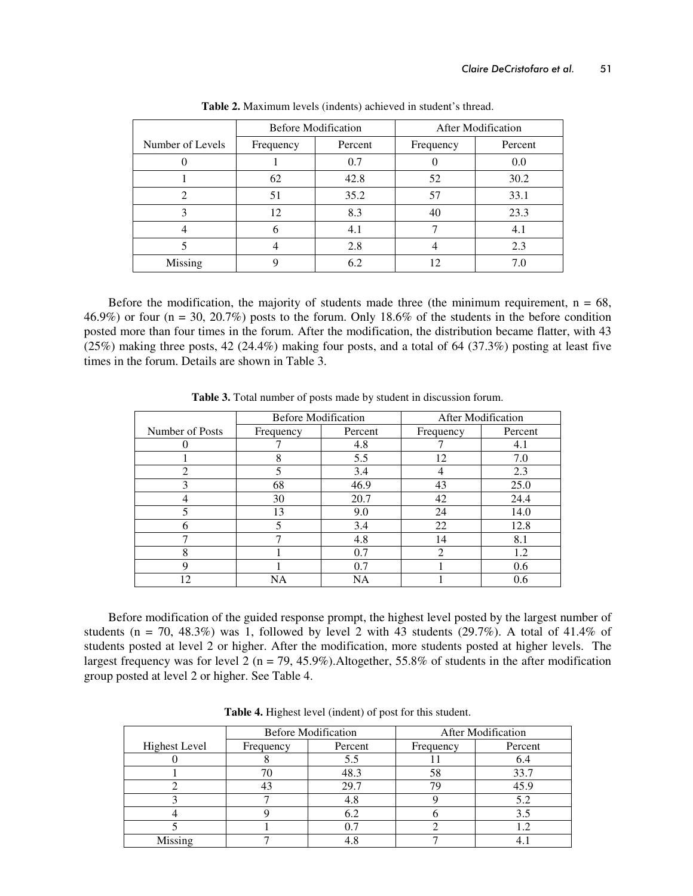**Table 2.** Maximum levels (indents) achieved in student's thread.

| | Before Modification | | After Modification | |
|---|---|---|---|---|
| Number of Levels | Frequency | Percent | Frequency | Percent |
| 0 | 1 | 0.7 | 0 | 0.0 |
| 1 | 62 | 42.8 | 52 | 30.2 |
| 2 | 51 | 35.2 | 57 | 33.1 |
| 3 | 12 | 8.3 | 40 | 23.3 |
| 4 | 6 | 4.1 | 7 | 4.1 |
| 5 | 4 | 2.8 | 4 | 2.3 |
| Missing | 9 | 6.2 | 12 | 7.0 |

Before the modification, the majority of students made three (the minimum requirement, n = 68, 46.9%) or four (n = 30, 20.7%) posts to the forum. Only 18.6% of the students in the before condition posted more than four times in the forum. After the modification, the distribution became flatter, with 43 (25%) making three posts, 42 (24.4%) making four posts, and a total of 64 (37.3%) posting at least five times in the forum. Details are shown in Table 3.

**Table 3.** Total number of posts made by student in discussion forum.

| | Before Modification | | After Modification | |
|---|---|---|---|---|
| Number of Posts | Frequency | Percent | Frequency | Percent |
| 0 | 7 | 4.8 | 7 | 4.1 |
| 1 | 8 | 5.5 | 12 | 7.0 |
| 2 | 5 | 3.4 | 4 | 2.3 |
| 3 | 68 | 46.9 | 43 | 25.0 |
| 4 | 30 | 20.7 | 42 | 24.4 |
| 5 | 13 | 9.0 | 24 | 14.0 |
| 6 | 5 | 3.4 | 22 | 12.8 |
| 7 | 7 | 4.8 | 14 | 8.1 |
| 8 | 1 | 0.7 | 2 | 1.2 |
| 9 | 1 | 0.7 | 1 | 0.6 |
| 12 | NA | NA | 1 | 0.6 |

Before modification of the guided response prompt, the highest level posted by the largest number of students (n = 70, 48.3%) was 1, followed by level 2 with 43 students (29.7%). A total of 41.4% of students posted at level 2 or higher. After the modification, more students posted at higher levels. The largest frequency was for level 2 (n = 79, 45.9%).Altogether, 55.8% of students in the after modification group posted at level 2 or higher. See Table 4.

**Table 4.** Highest level (indent) of post for this student.

| | Before Modification | | After Modification | |
|---|---|---|---|---|
| Highest Level | Frequency | Percent | Frequency | Percent |
| 0 | 8 | 5.5 | 11 | 6.4 |
| 1 | 70 | 48.3 | 58 | 33.7 |
| 2 | 43 | 29.7 | 79 | 45.9 |
| 3 | 7 | 4.8 | 9 | 5.2 |
| 4 | 9 | 6.2 | 6 | 3.5 |
| 5 | 1 | 0.7 | 2 | 1.2 |
| Missing | 7 | 4.8 | 7 | 4.1 |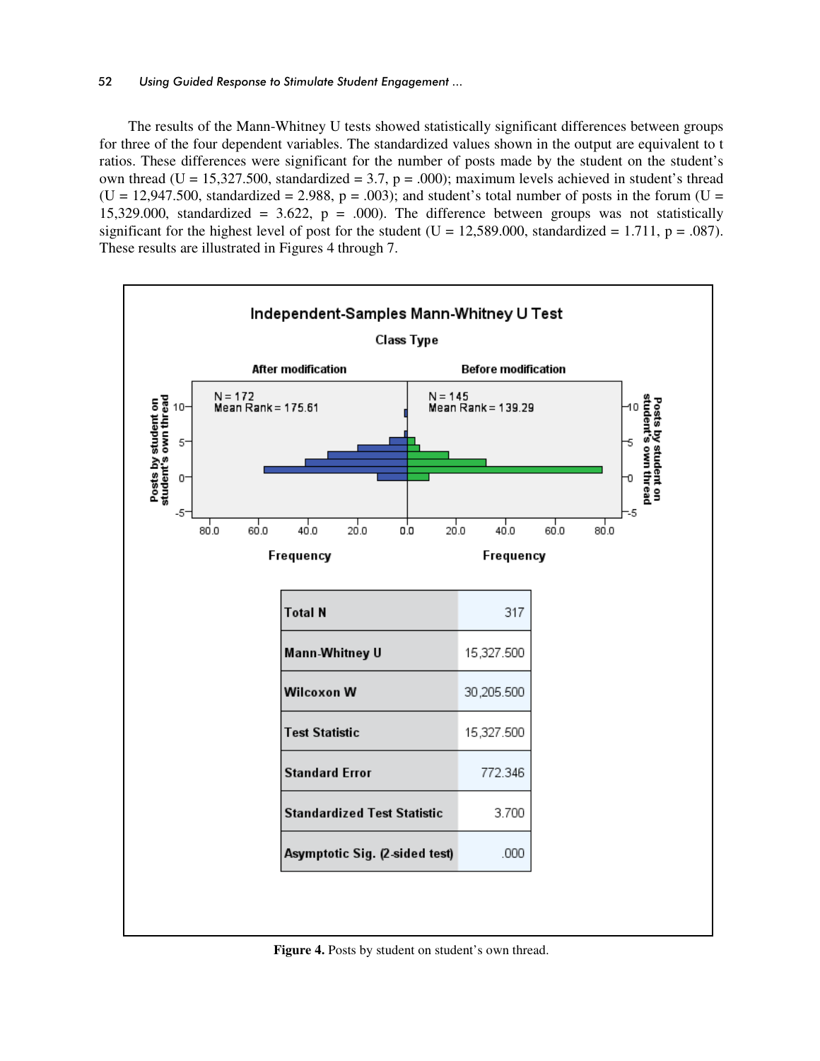The results of the Mann-Whitney U tests showed statistically significant differences between groups for three of the four dependent variables. The standardized values shown in the output are equivalent to t ratios. These differences were significant for the number of posts made by the student on the student's own thread (U = 15,327.500, standardized = 3.7, p = .000); maximum levels achieved in student's thread (U = 12,947.500, standardized = 2.988, p = .003); and student's total number of posts in the forum (U = 15,329.000, standardized = 3.622, p = .000). The difference between groups was not statistically significant for the highest level of post for the student (U = 12,589.000, standardized = 1.711, p = .087). These results are illustrated in Figures 4 through 7.

**Independent-Samples Mann-Whitney U Test**

Class Type

| | |
|---|---|
| **Total N** | 317 |
| **Mann-Whitney U** | 15,327.500 |
| **Wilcoxon W** | 30,205.500 |
| **Test Statistic** | 15,327.500 |
| **Standard Error** | 772.346 |
| **Standardized Test Statistic** | 3.700 |
| **Asymptotic Sig. (2-sided test)** | .000 |

**Figure 4.** Posts by student on student's own thread.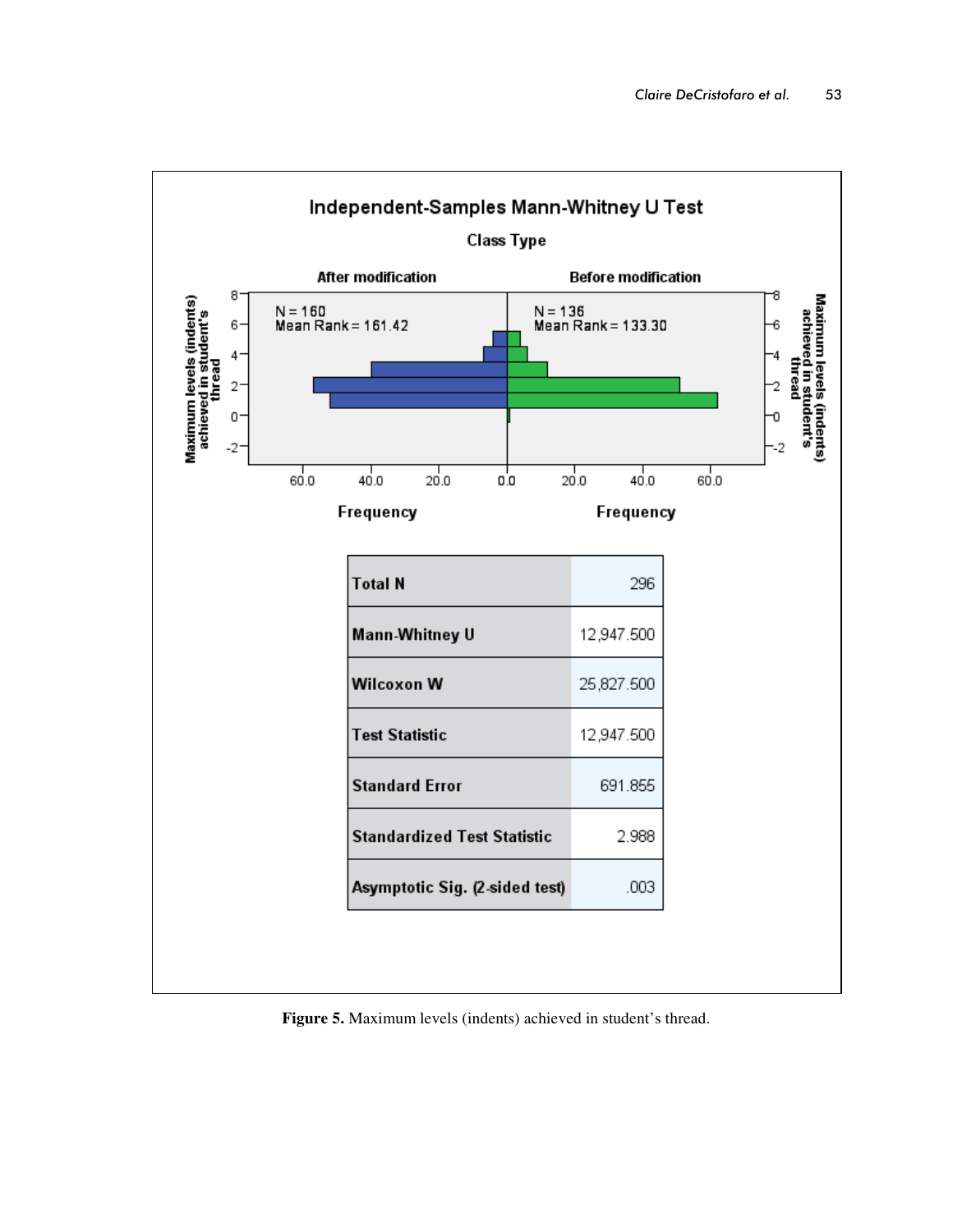**Independent-Samples Mann-Whitney U Test**

**Class Type**

| After modification | Before modification |
| --- | --- |
| N = 160 | N = 136 |
| Mean Rank = 161.42 | Mean Rank = 133.30 |

| | |
| --- | --- |
| **Total N** | 296 |
| **Mann-Whitney U** | 12,947.500 |
| **Wilcoxon W** | 25,827.500 |
| **Test Statistic** | 12,947.500 |
| **Standard Error** | 691.855 |
| **Standardized Test Statistic** | 2.988 |
| **Asymptotic Sig. (2-sided test)** | .003 |

**Figure 5.** Maximum levels (indents) achieved in student's thread.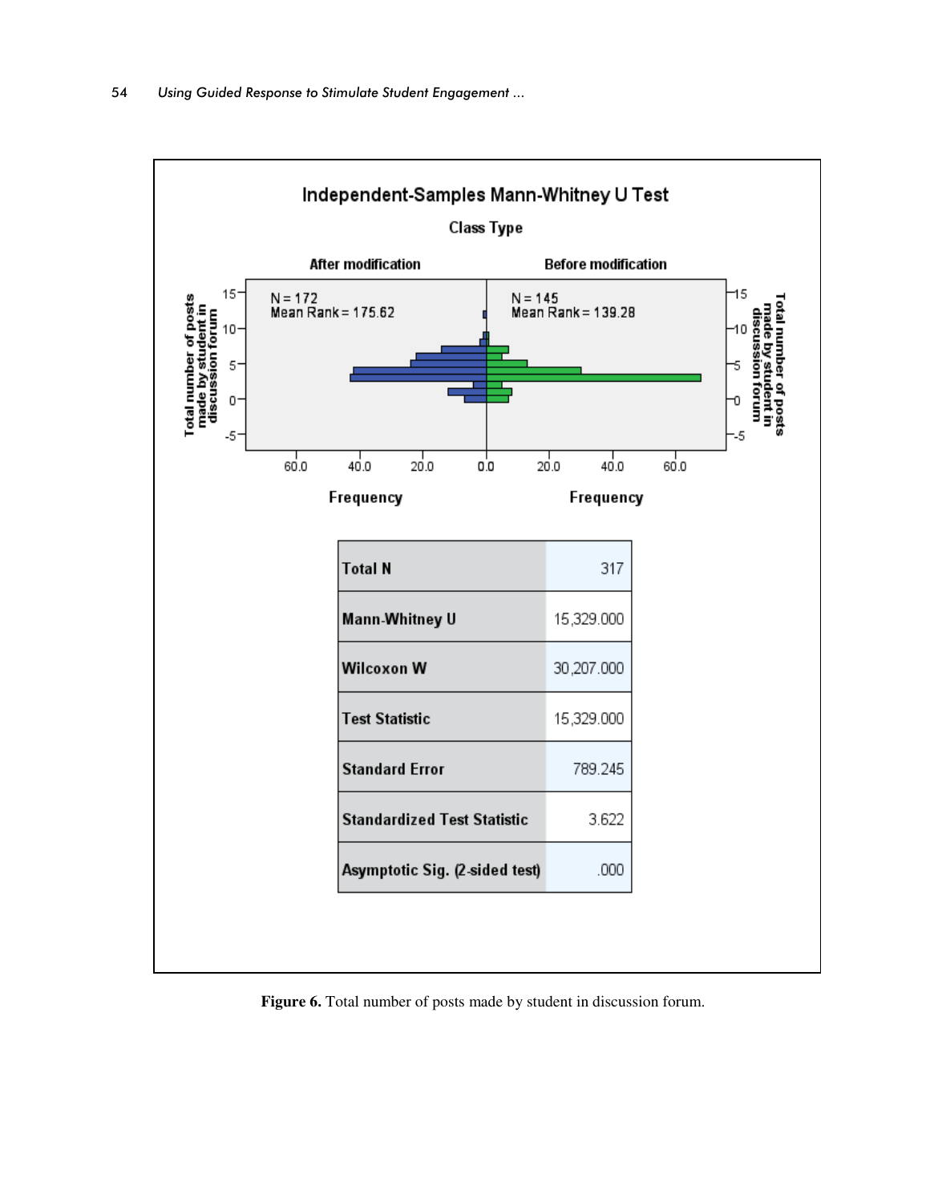**Independent-Samples Mann-Whitney U Test**

Class Type

| | |
|---|---|
| After modification | Before modification |
| N = 172, Mean Rank = 175.62 | N = 145, Mean Rank = 139.28 |

| | |
|---|---|
| Total N | 317 |
| Mann-Whitney U | 15,329.000 |
| Wilcoxon W | 30,207.000 |
| Test Statistic | 15,329.000 |
| Standard Error | 789.245 |
| Standardized Test Statistic | 3.622 |
| Asymptotic Sig. (2-sided test) | .000 |

**Figure 6.** Total number of posts made by student in discussion forum.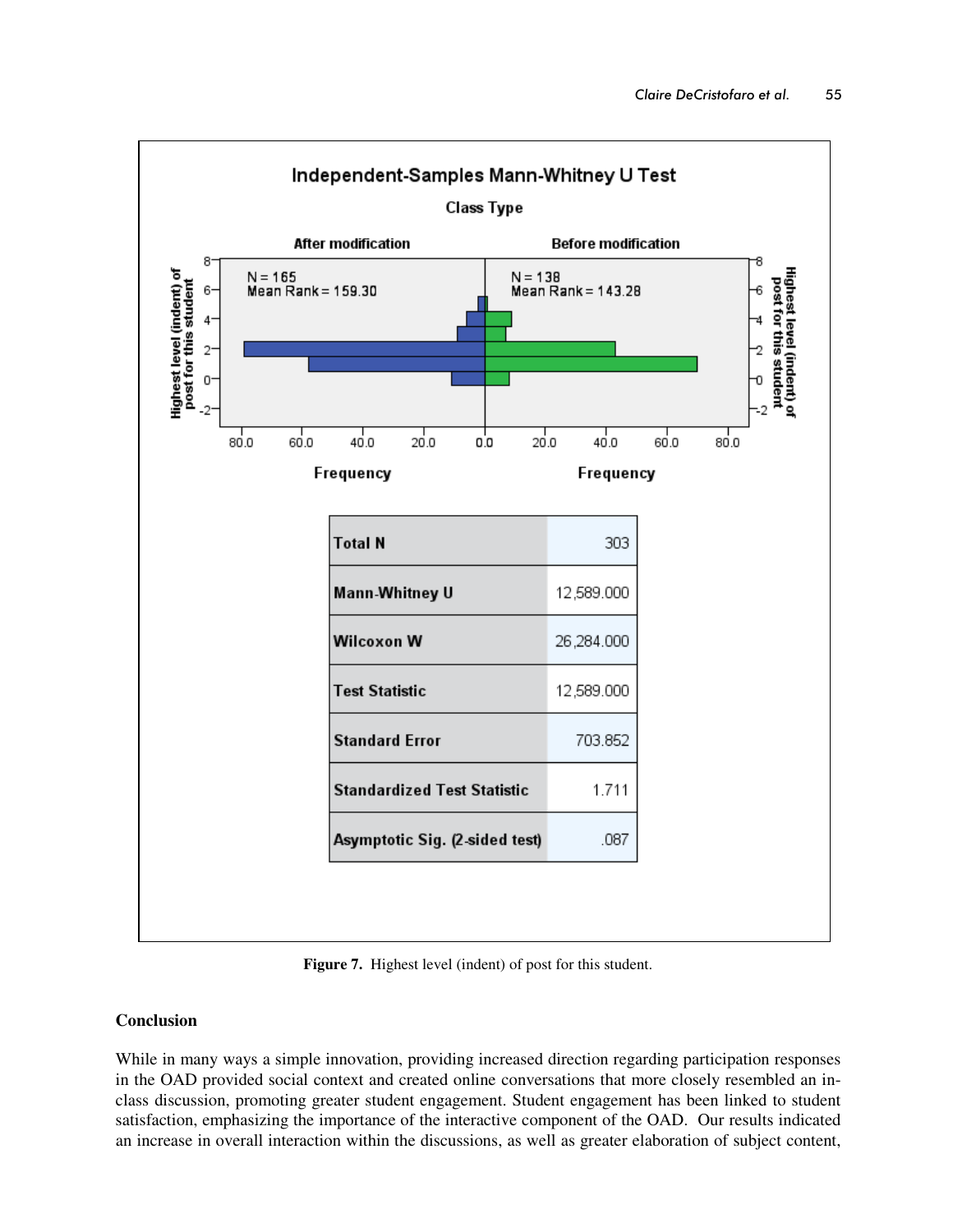**Independent-Samples Mann-Whitney U Test**

**Class Type**

| | |
|---|---|
| Total N | 303 |
| Mann-Whitney U | 12,589.000 |
| Wilcoxon W | 26,284.000 |
| Test Statistic | 12,589.000 |
| Standard Error | 703.852 |
| Standardized Test Statistic | 1.711 |
| Asymptotic Sig. (2-sided test) | .087 |

**Figure 7.** Highest level (indent) of post for this student.

## Conclusion

While in many ways a simple innovation, providing increased direction regarding participation responses in the OAD provided social context and created online conversations that more closely resembled an in-class discussion, promoting greater student engagement. Student engagement has been linked to student satisfaction, emphasizing the importance of the interactive component of the OAD. Our results indicated an increase in overall interaction within the discussions, as well as greater elaboration of subject content,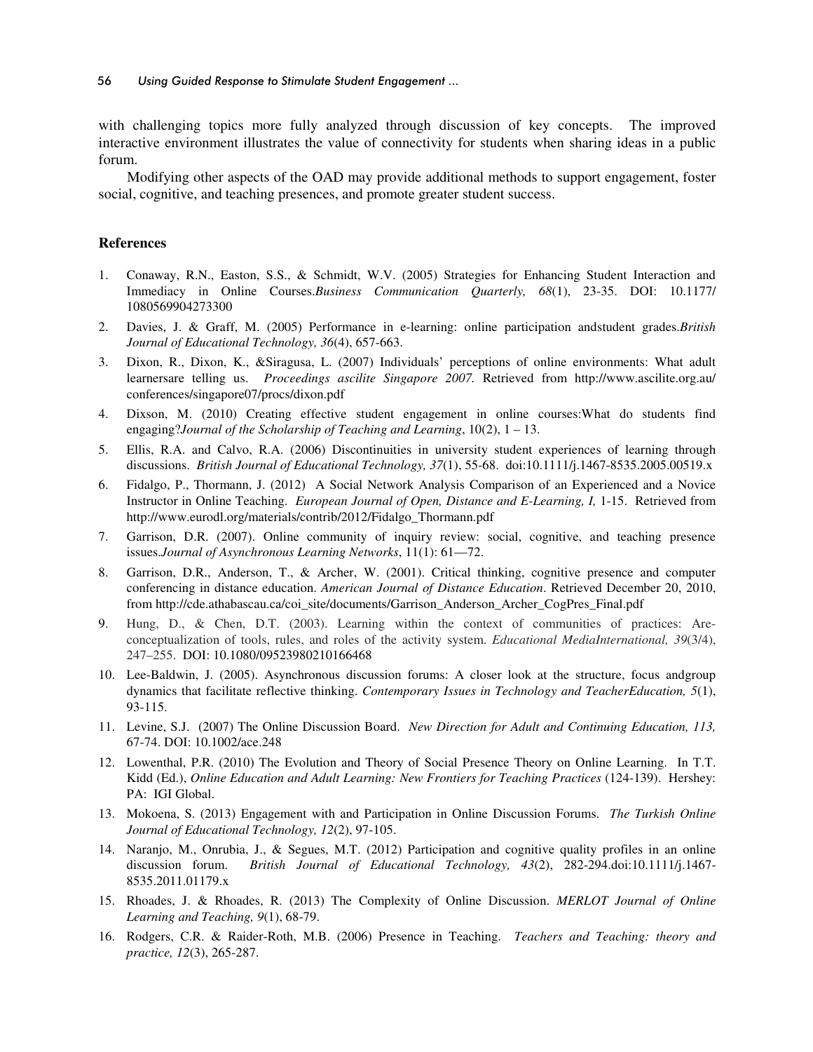with challenging topics more fully analyzed through discussion of key concepts. The improved interactive environment illustrates the value of connectivity for students when sharing ideas in a public forum.

Modifying other aspects of the OAD may provide additional methods to support engagement, foster social, cognitive, and teaching presences, and promote greater student success.

## References

1. Conaway, R.N., Easton, S.S., & Schmidt, W.V. (2005) Strategies for Enhancing Student Interaction and Immediacy in Online Courses.*Business Communication Quarterly, 68*(1), 23-35. DOI: 10.1177/1080569904273300
2. Davies, J. & Graff, M. (2005) Performance in e-learning: online participation andstudent grades.*British Journal of Educational Technology, 36*(4), 657-663.
3. Dixon, R., Dixon, K., &Siragusa, L. (2007) Individuals' perceptions of online environments: What adult learnersare telling us. *Proceedings ascilite Singapore 2007.* Retrieved from http://www.ascilite.org.au/conferences/singapore07/procs/dixon.pdf
4. Dixson, M. (2010) Creating effective student engagement in online courses:What do students find engaging?*Journal of the Scholarship of Teaching and Learning*, 10(2), 1 – 13.
5. Ellis, R.A. and Calvo, R.A. (2006) Discontinuities in university student experiences of learning through discussions. *British Journal of Educational Technology, 37*(1), 55-68. doi:10.1111/j.1467-8535.2005.00519.x
6. Fidalgo, P., Thormann, J. (2012) A Social Network Analysis Comparison of an Experienced and a Novice Instructor in Online Teaching. *European Journal of Open, Distance and E-Learning, I,* 1-15. Retrieved from http://www.eurodl.org/materials/contrib/2012/Fidalgo_Thormann.pdf
7. Garrison, D.R. (2007). Online community of inquiry review: social, cognitive, and teaching presence issues.*Journal of Asynchronous Learning Networks*, 11(1): 61—72.
8. Garrison, D.R., Anderson, T., & Archer, W. (2001). Critical thinking, cognitive presence and computer conferencing in distance education. *American Journal of Distance Education*. Retrieved December 20, 2010, from http://cde.athabascau.ca/coi_site/documents/Garrison_Anderson_Archer_CogPres_Final.pdf
9. Hung, D., & Chen, D.T. (2003). Learning within the context of communities of practices: Are-conceptualization of tools, rules, and roles of the activity system. *Educational MediaInternational, 39*(3/4), 247–255. DOI: 10.1080/09523980210166468
10. Lee-Baldwin, J. (2005). Asynchronous discussion forums: A closer look at the structure, focus andgroup dynamics that facilitate reflective thinking. *Contemporary Issues in Technology and TeacherEducation, 5*(1), 93-115.
11. Levine, S.J. (2007) The Online Discussion Board. *New Direction for Adult and Continuing Education, 113,* 67-74. DOI: 10.1002/ace.248
12. Lowenthal, P.R. (2010) The Evolution and Theory of Social Presence Theory on Online Learning. In T.T. Kidd (Ed.), *Online Education and Adult Learning: New Frontiers for Teaching Practices* (124-139). Hershey: PA: IGI Global.
13. Mokoena, S. (2013) Engagement with and Participation in Online Discussion Forums. *The Turkish Online Journal of Educational Technology, 12*(2), 97-105.
14. Naranjo, M., Onrubia, J., & Segues, M.T. (2012) Participation and cognitive quality profiles in an online discussion forum. *British Journal of Educational Technology, 43*(2), 282-294.doi:10.1111/j.1467-8535.2011.01179.x
15. Rhoades, J. & Rhoades, R. (2013) The Complexity of Online Discussion. *MERLOT Journal of Online Learning and Teaching, 9*(1), 68-79.
16. Rodgers, C.R. & Raider-Roth, M.B. (2006) Presence in Teaching. *Teachers and Teaching: theory and practice, 12*(3), 265-287.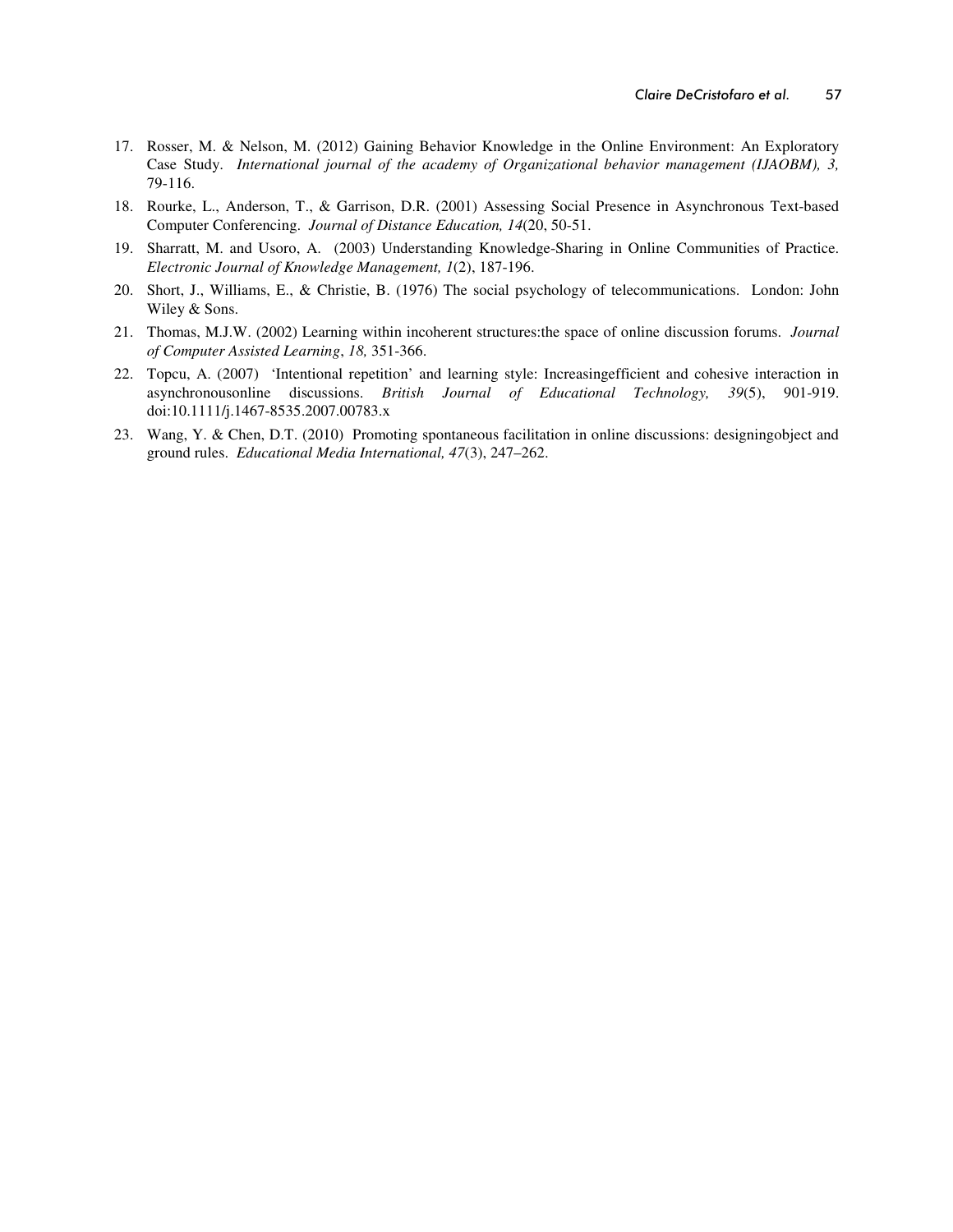17. Rosser, M. & Nelson, M. (2012) Gaining Behavior Knowledge in the Online Environment: An Exploratory Case Study. *International journal of the academy of Organizational behavior management (IJAOBM), 3,* 79-116.
18. Rourke, L., Anderson, T., & Garrison, D.R. (2001) Assessing Social Presence in Asynchronous Text-based Computer Conferencing. *Journal of Distance Education, 14*(20, 50-51.
19. Sharratt, M. and Usoro, A. (2003) Understanding Knowledge-Sharing in Online Communities of Practice. *Electronic Journal of Knowledge Management, 1*(2), 187-196.
20. Short, J., Williams, E., & Christie, B. (1976) The social psychology of telecommunications. London: John Wiley & Sons.
21. Thomas, M.J.W. (2002) Learning within incoherent structures:the space of online discussion forums. *Journal of Computer Assisted Learning*, *18,* 351-366.
22. Topcu, A. (2007) 'Intentional repetition' and learning style: Increasingefficient and cohesive interaction in asynchronousonline discussions. *British Journal of Educational Technology, 39*(5), 901-919. doi:10.1111/j.1467-8535.2007.00783.x
23. Wang, Y. & Chen, D.T. (2010) Promoting spontaneous facilitation in online discussions: designingobject and ground rules. *Educational Media International, 47*(3), 247–262.